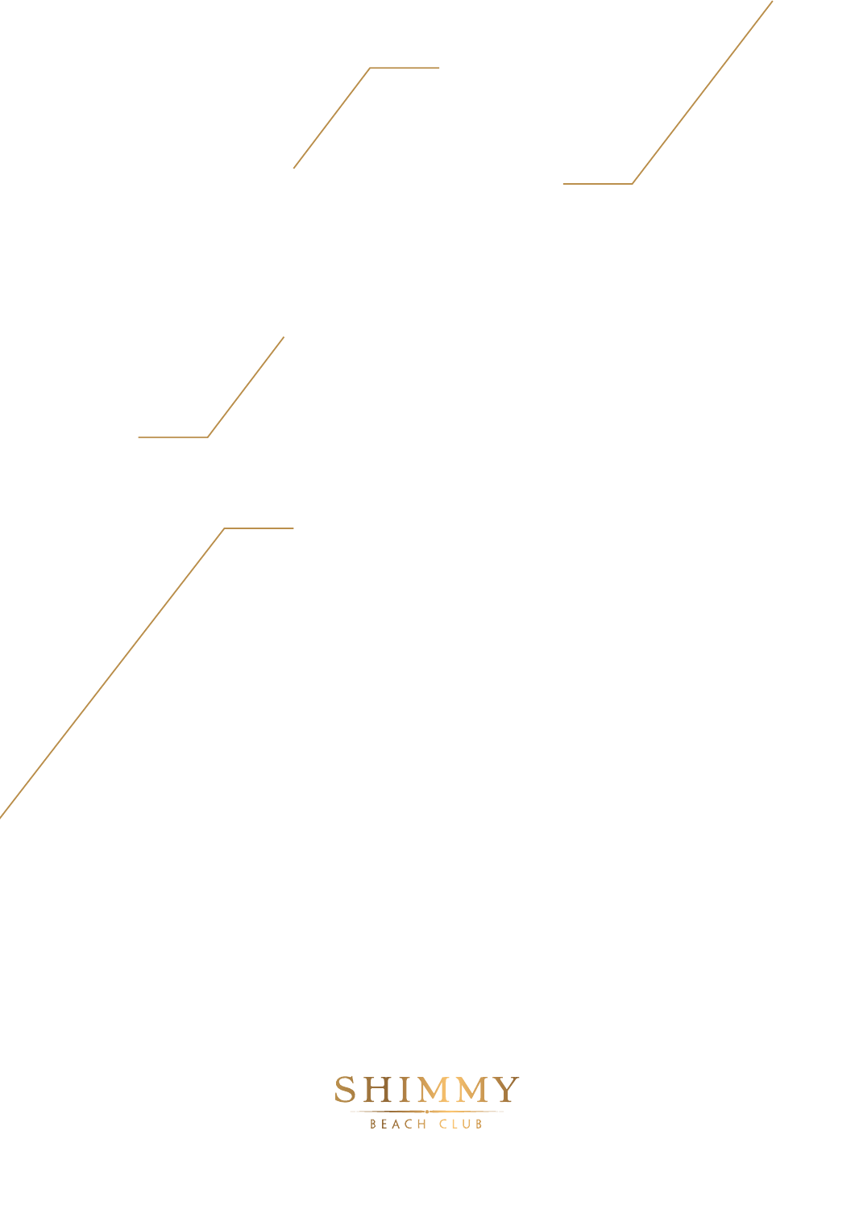SHIMMY

BEACH CLUB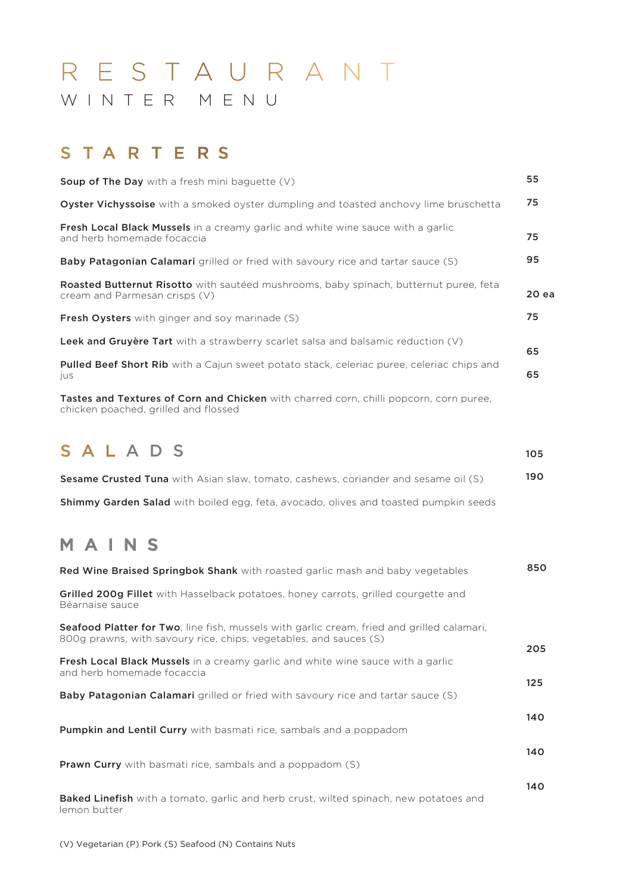# RESTAURANT

## WINTER MENU

## STARTERS

**Soup of The Day** with a fresh mini baguette (V) — 55

**Oyster Vichyssoise** with a smoked oyster dumpling and toasted anchovy lime bruschetta — 75

**Fresh Local Black Mussels** in a creamy garlic and white wine sauce with a garlic and herb homemade focaccia — 75

**Baby Patagonian Calamari** grilled or fried with savoury rice and tartar sauce (S) — 95

**Roasted Butternut Risotto** with sautéed mushrooms, baby spinach, butternut puree, feta cream and Parmesan crisps (V) — 20 ea

**Fresh Oysters** with ginger and soy marinade (S) — 75

**Leek and Gruyère Tart** with a strawberry scarlet salsa and balsamic reduction (V)

65

**Pulled Beef Short Rib** with a Cajun sweet potato stack, celeriac puree, celeriac chips and jus — 65

**Tastes and Textures of Corn and Chicken** with charred corn, chilli popcorn, corn puree, chicken poached, grilled and flossed

## SALADS

105

**Sesame Crusted Tuna** with Asian slaw, tomato, cashews, coriander and sesame oil (S) — 190

**Shimmy Garden Salad** with boiled egg, feta, avocado, olives and toasted pumpkin seeds

## MAINS

**Red Wine Braised Springbok Shank** with roasted garlic mash and baby vegetables — 850

**Grilled 200g Fillet** with Hasselback potatoes, honey carrots, grilled courgette and Béarnaise sauce

**Seafood Platter for Two**, line fish, mussels with garlic cream, fried and grilled calamari, 800g prawns, with savoury rice, chips, vegetables, and sauces (S)

205

**Fresh Local Black Mussels** in a creamy garlic and white wine sauce with a garlic and herb homemade focaccia

125

**Baby Patagonian Calamari** grilled or fried with savoury rice and tartar sauce (S)

140

**Pumpkin and Lentil Curry** with basmati rice, sambals and a poppadom

140

**Prawn Curry** with basmati rice, sambals and a poppadom (S)

140

**Baked Linefish** with a tomato, garlic and herb crust, wilted spinach, new potatoes and lemon butter

(V) Vegetarian (P) Pork (S) Seafood (N) Contains Nuts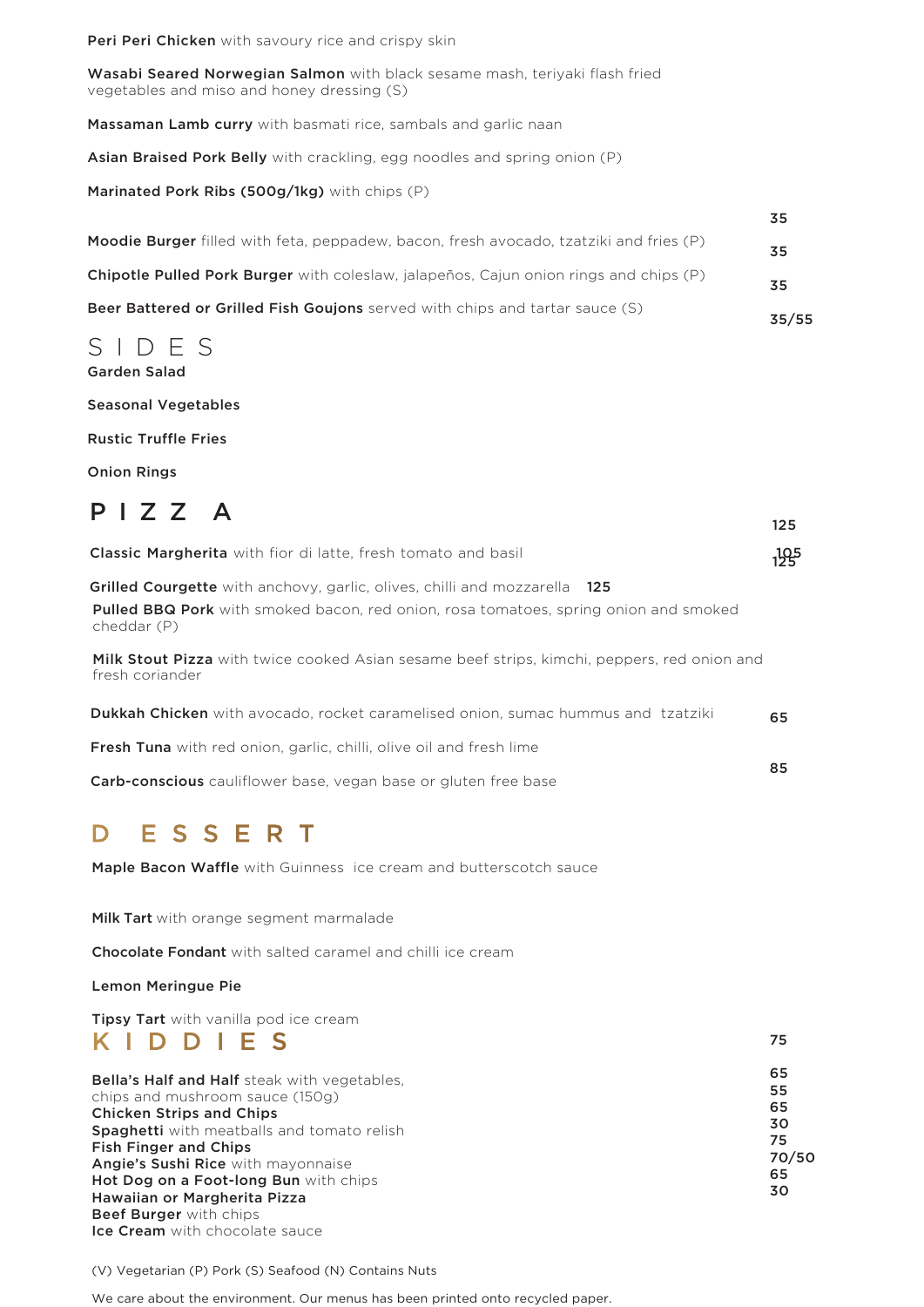**Peri Peri Chicken** with savoury rice and crispy skin

**Wasabi Seared Norwegian Salmon** with black sesame mash, teriyaki flash fried vegetables and miso and honey dressing (S)

**Massaman Lamb curry** with basmati rice, sambals and garlic naan

**Asian Braised Pork Belly** with crackling, egg noodles and spring onion (P)

**Marinated Pork Ribs (500g/1kg)** with chips (P)

35

**Moodie Burger** filled with feta, peppadew, bacon, fresh avocado, tzatziki and fries (P) 35

**Chipotle Pulled Pork Burger** with coleslaw, jalapeños, Cajun onion rings and chips (P) 35

**Beer Battered or Grilled Fish Goujons** served with chips and tartar sauce (S) 35/55

## SIDES

**Garden Salad**

**Seasonal Vegetables**

**Rustic Truffle Fries**

**Onion Rings**

## PIZZA

125

**Classic Margherita** with fior di latte, fresh tomato and basil 105 125

**Grilled Courgette** with anchovy, garlic, olives, chilli and mozzarella 125

**Pulled BBQ Pork** with smoked bacon, red onion, rosa tomatoes, spring onion and smoked cheddar (P)

**Milk Stout Pizza** with twice cooked Asian sesame beef strips, kimchi, peppers, red onion and fresh coriander

**Dukkah Chicken** with avocado, rocket caramelised onion, sumac hummus and tzatziki 65

**Fresh Tuna** with red onion, garlic, chilli, olive oil and fresh lime

85

**Carb-conscious** cauliflower base, vegan base or gluten free base

## DESSERT

**Maple Bacon Waffle** with Guinness ice cream and butterscotch sauce

**Milk Tart** with orange segment marmalade

**Chocolate Fondant** with salted caramel and chilli ice cream

**Lemon Meringue Pie**

**Tipsy Tart** with vanilla pod ice cream

## KIDDIES

75

**Bella's Half and Half** steak with vegetables, chips and mushroom sauce (150g)
**Chicken Strips and Chips**
**Spaghetti** with meatballs and tomato relish
**Fish Finger and Chips**
**Angie's Sushi Rice** with mayonnaise
**Hot Dog on a Foot-long Bun** with chips
**Hawaiian or Margherita Pizza**
**Beef Burger** with chips
**Ice Cream** with chocolate sauce

65
55
65
30
75
70/50
65
30

(V) Vegetarian (P) Pork (S) Seafood (N) Contains Nuts

We care about the environment. Our menus has been printed onto recycled paper.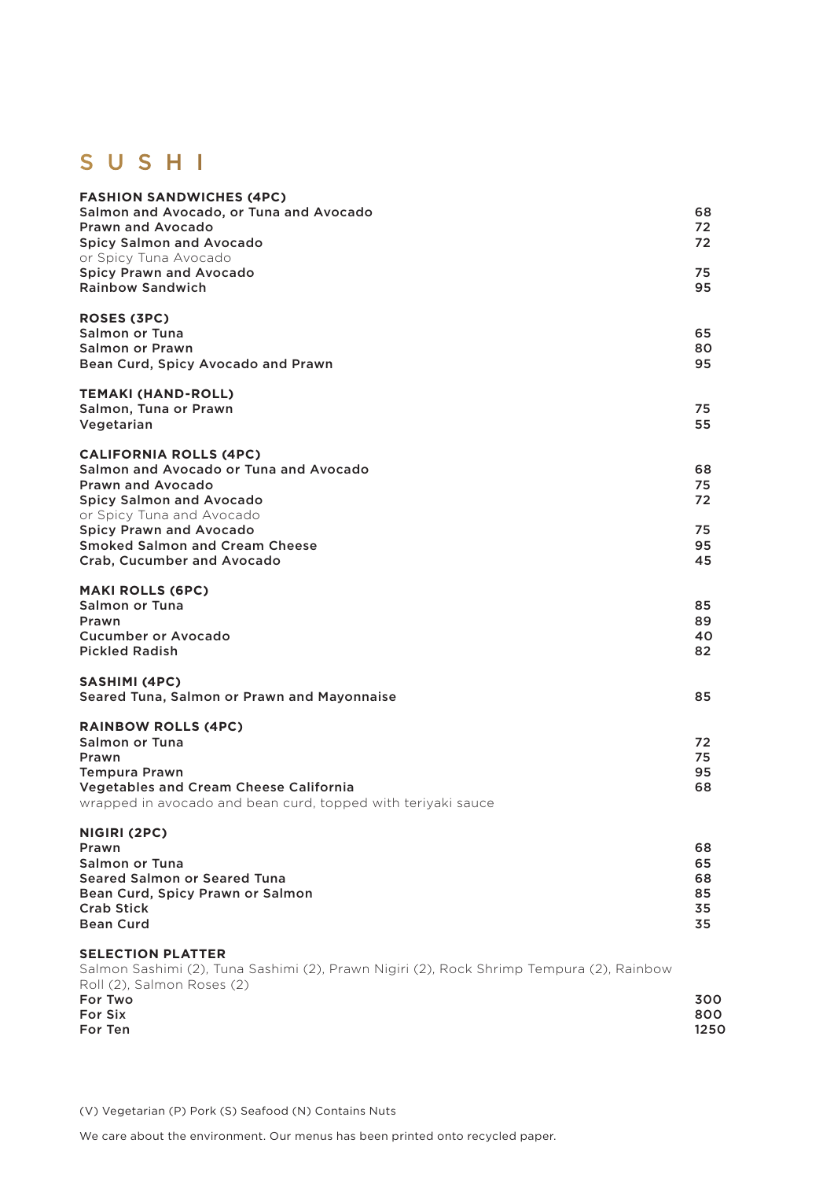# SUSHI

## FASHION SANDWICHES (4PC)

| | |
|---|---|
| Salmon and Avocado, or Tuna and Avocado | 68 |
| Prawn and Avocado | 72 |
| Spicy Salmon and Avocado<br>or Spicy Tuna Avocado | 72 |
| Spicy Prawn and Avocado | 75 |
| Rainbow Sandwich | 95 |

## ROSES (3PC)

| | |
|---|---|
| Salmon or Tuna | 65 |
| Salmon or Prawn | 80 |
| Bean Curd, Spicy Avocado and Prawn | 95 |

## TEMAKI (HAND-ROLL)

| | |
|---|---|
| Salmon, Tuna or Prawn | 75 |
| Vegetarian | 55 |

## CALIFORNIA ROLLS (4PC)

| | |
|---|---|
| Salmon and Avocado or Tuna and Avocado | 68 |
| Prawn and Avocado | 75 |
| Spicy Salmon and Avocado<br>or Spicy Tuna and Avocado | 72 |
| Spicy Prawn and Avocado | 75 |
| Smoked Salmon and Cream Cheese | 95 |
| Crab, Cucumber and Avocado | 45 |

## MAKI ROLLS (6PC)

| | |
|---|---|
| Salmon or Tuna | 85 |
| Prawn | 89 |
| Cucumber or Avocado | 40 |
| Pickled Radish | 82 |

## SASHIMI (4PC)

| | |
|---|---|
| Seared Tuna, Salmon or Prawn and Mayonnaise | 85 |

## RAINBOW ROLLS (4PC)

| | |
|---|---|
| Salmon or Tuna | 72 |
| Prawn | 75 |
| Tempura Prawn | 95 |
| Vegetables and Cream Cheese California | 68 |

wrapped in avocado and bean curd, topped with teriyaki sauce

## NIGIRI (2PC)

| | |
|---|---|
| Prawn | 68 |
| Salmon or Tuna | 65 |
| Seared Salmon or Seared Tuna | 68 |
| Bean Curd, Spicy Prawn or Salmon | 85 |
| Crab Stick | 35 |
| Bean Curd | 35 |

## SELECTION PLATTER

Salmon Sashimi (2), Tuna Sashimi (2), Prawn Nigiri (2), Rock Shrimp Tempura (2), Rainbow Roll (2), Salmon Roses (2)

| | |
|---|---|
| For Two | 300 |
| For Six | 800 |
| For Ten | 1250 |

(V) Vegetarian (P) Pork (S) Seafood (N) Contains Nuts

We care about the environment. Our menus has been printed onto recycled paper.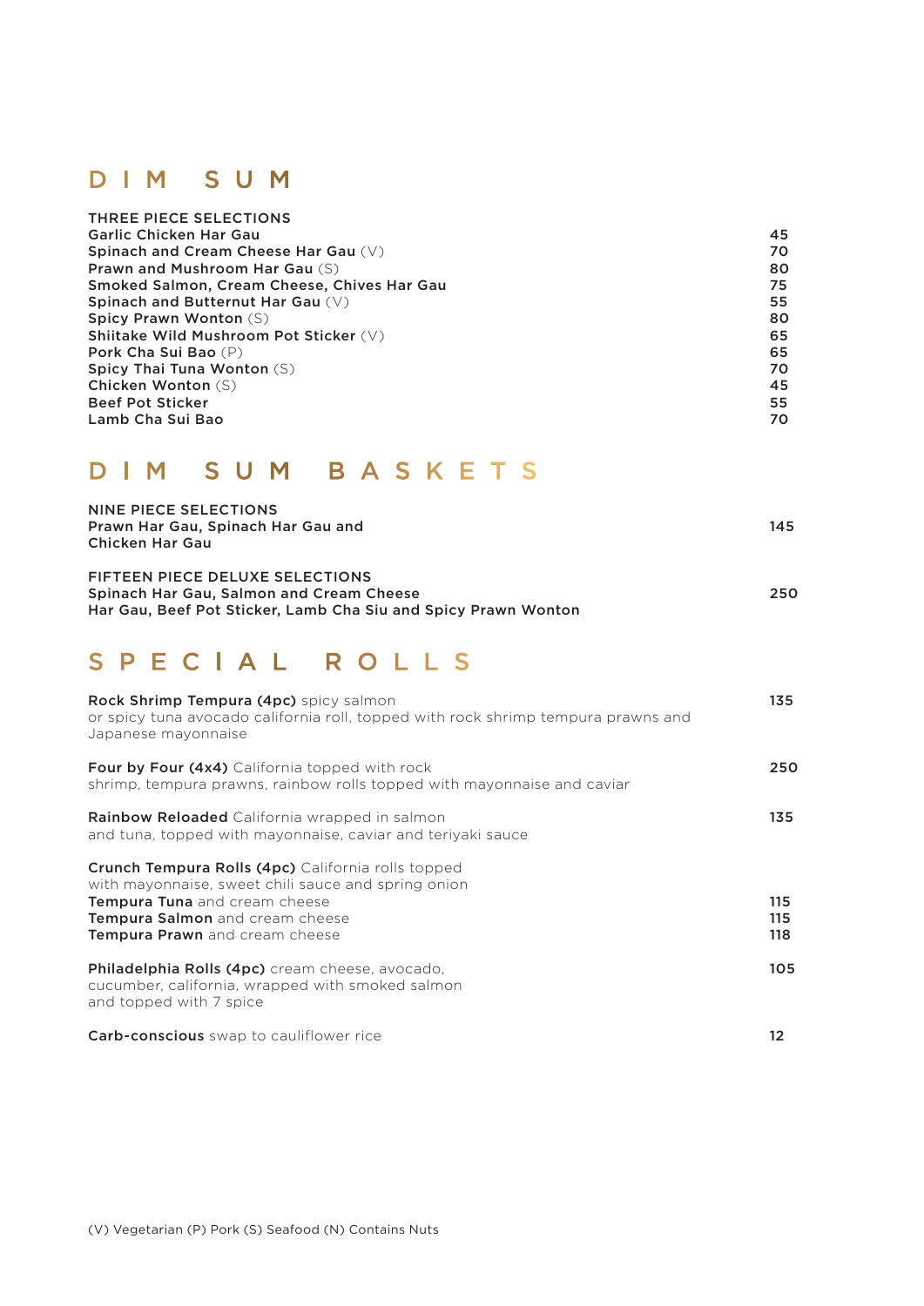## DIM SUM

| THREE PIECE SELECTIONS | |
|---|---|
| **Garlic Chicken Har Gau** | 45 |
| **Spinach and Cream Cheese Har Gau** (V) | 70 |
| **Prawn and Mushroom Har Gau** (S) | 80 |
| **Smoked Salmon, Cream Cheese, Chives Har Gau** | 75 |
| **Spinach and Butternut Har Gau** (V) | 55 |
| **Spicy Prawn Wonton** (S) | 80 |
| **Shiitake Wild Mushroom Pot Sticker** (V) | 65 |
| **Pork Cha Sui Bao** (P) | 65 |
| **Spicy Thai Tuna Wonton** (S) | 70 |
| **Chicken Wonton** (S) | 45 |
| **Beef Pot Sticker** | 55 |
| **Lamb Cha Sui Bao** | 70 |

## DIM SUM BASKETS

NINE PIECE SELECTIONS
**Prawn Har Gau, Spinach Har Gau and Chicken Har Gau** — 145

FIFTEEN PIECE DELUXE SELECTIONS
**Spinach Har Gau, Salmon and Cream Cheese Har Gau, Beef Pot Sticker, Lamb Cha Siu and Spicy Prawn Wonton** — 250

## SPECIAL ROLLS

**Rock Shrimp Tempura (4pc)** spicy salmon or spicy tuna avocado california roll, topped with rock shrimp tempura prawns and Japanese mayonnaise — 135

**Four by Four (4x4)** California topped with rock shrimp, tempura prawns, rainbow rolls topped with mayonnaise and caviar — 250

**Rainbow Reloaded** California wrapped in salmon and tuna, topped with mayonnaise, caviar and teriyaki sauce — 135

**Crunch Tempura Rolls (4pc)** California rolls topped with mayonnaise, sweet chili sauce and spring onion

| | |
|---|---|
| **Tempura Tuna** and cream cheese | 115 |
| **Tempura Salmon** and cream cheese | 115 |
| **Tempura Prawn** and cream cheese | 118 |

**Philadelphia Rolls (4pc)** cream cheese, avocado, cucumber, california, wrapped with smoked salmon and topped with 7 spice — 105

**Carb-conscious** swap to cauliflower rice — 12

(V) Vegetarian (P) Pork (S) Seafood (N) Contains Nuts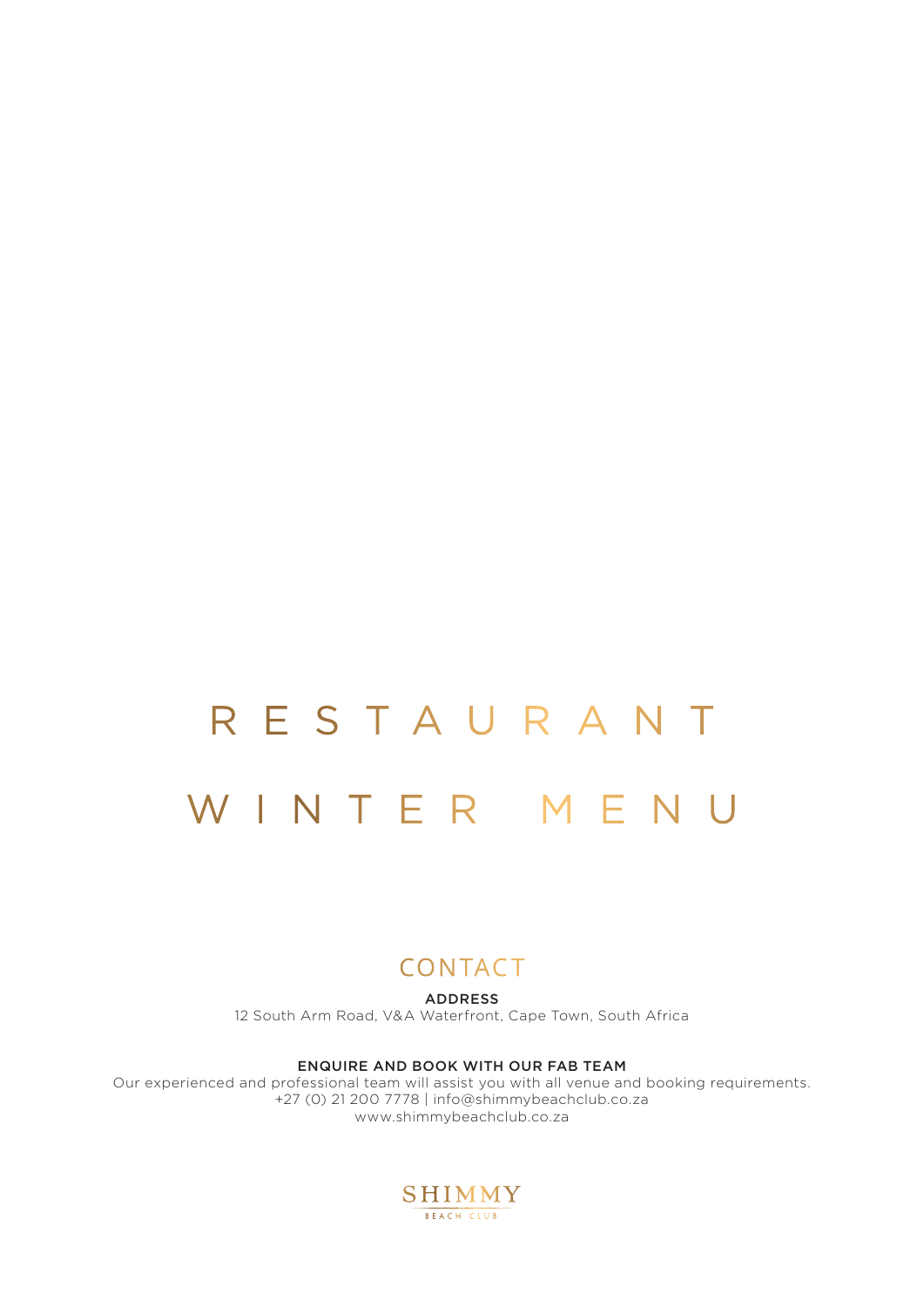# RESTAURANT

# WINTER MENU

## CONTACT

**ADDRESS**
12 South Arm Road, V&A Waterfront, Cape Town, South Africa

**ENQUIRE AND BOOK WITH OUR FAB TEAM**
Our experienced and professional team will assist you with all venue and booking requirements.
+27 (0) 21 200 7778 | info@shimmybeachclub.co.za
www.shimmybeachclub.co.za

SHIMMY
BEACH CLUB